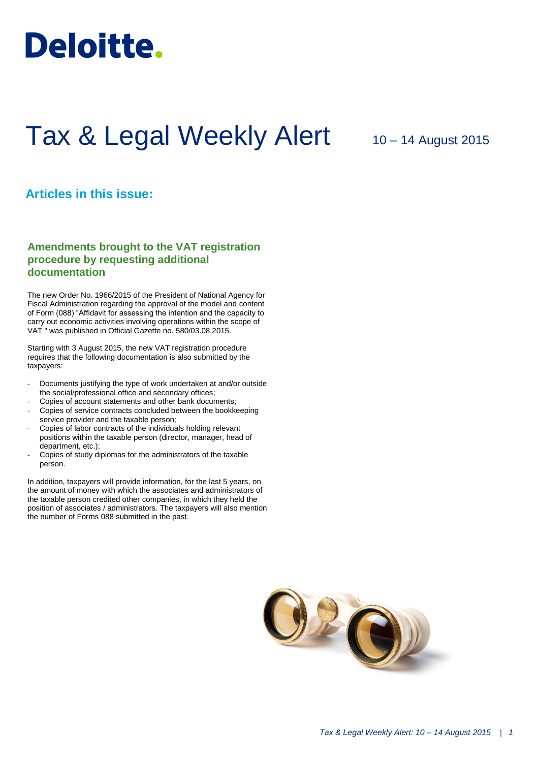# Deloitte.

# Tax & Legal Weekly Alert

10 – 14 August 2015

## Articles in this issue:

### Amendments brought to the VAT registration procedure by requesting additional documentation

The new Order No. 1966/2015 of the President of National Agency for Fiscal Administration regarding the approval of the model and content of Form (088) "Affidavit for assessing the intention and the capacity to carry out economic activities involving operations within the scope of VAT " was published in Official Gazette no. 580/03.08.2015.

Starting with 3 August 2015, the new VAT registration procedure requires that the following documentation is also submitted by the taxpayers:

- Documents justifying the type of work undertaken at and/or outside the social/professional office and secondary offices;
- Copies of account statements and other bank documents;
- Copies of service contracts concluded between the bookkeeping service provider and the taxable person;
- Copies of labor contracts of the individuals holding relevant positions within the taxable person (director, manager, head of department, etc.);
- Copies of study diplomas for the administrators of the taxable person.

In addition, taxpayers will provide information, for the last 5 years, on the amount of money with which the associates and administrators of the taxable person credited other companies, in which they held the position of associates / administrators. The taxpayers will also mention the number of Forms 088 submitted in the past.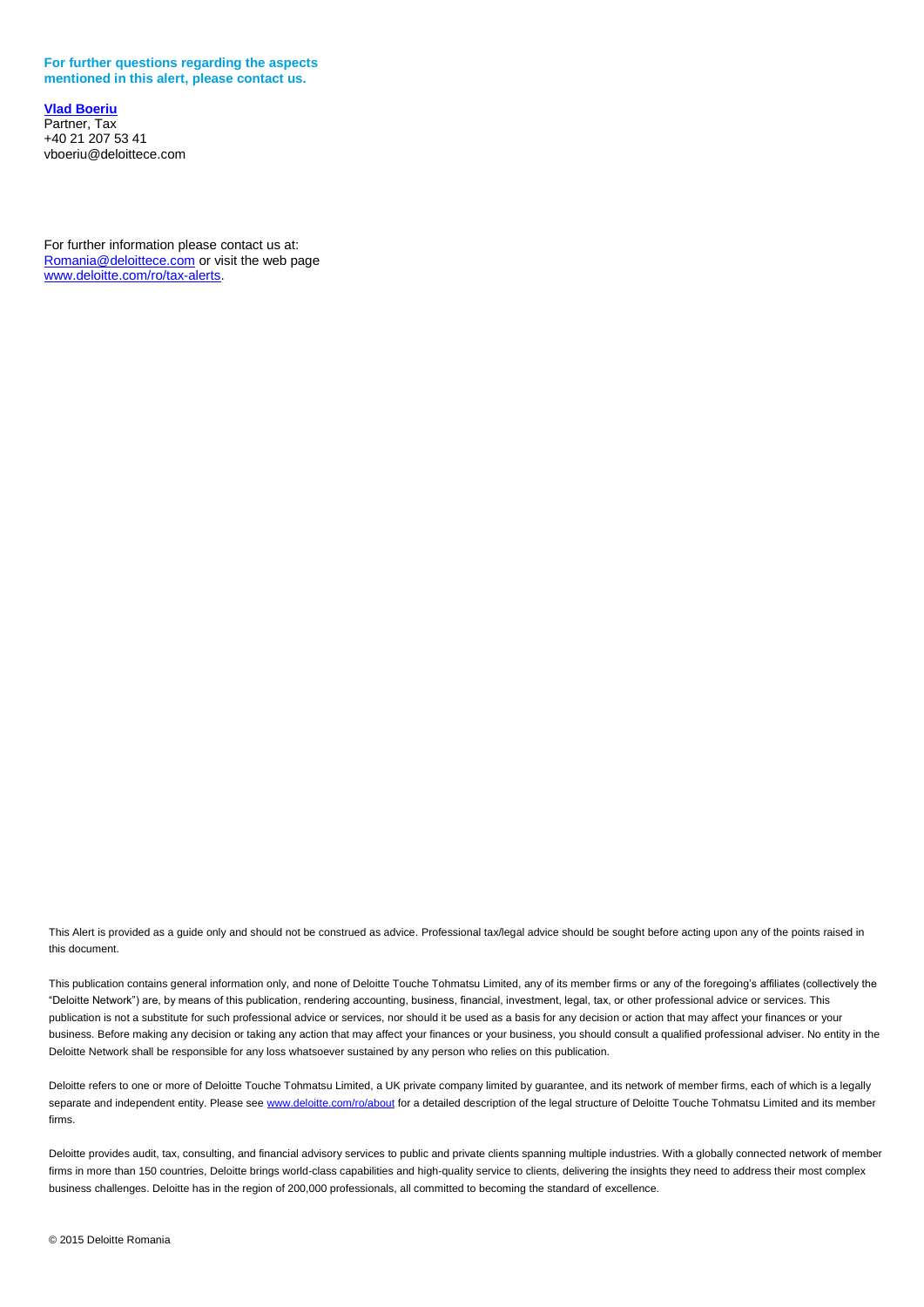**For further questions regarding the aspects mentioned in this alert, please contact us.**

**[Vlad Boeriu](mailto:vboeriu@deloittece.com)**
Partner, Tax
+40 21 207 53 41
vboeriu@deloittece.com

For further information please contact us at: [Romania@deloittece.com](mailto:Romania@deloittece.com) or visit the web page [www.deloitte.com/ro/tax-alerts](http://www.deloitte.com/ro/tax-alerts).

This Alert is provided as a guide only and should not be construed as advice. Professional tax/legal advice should be sought before acting upon any of the points raised in this document.

This publication contains general information only, and none of Deloitte Touche Tohmatsu Limited, any of its member firms or any of the foregoing's affiliates (collectively the "Deloitte Network") are, by means of this publication, rendering accounting, business, financial, investment, legal, tax, or other professional advice or services. This publication is not a substitute for such professional advice or services, nor should it be used as a basis for any decision or action that may affect your finances or your business. Before making any decision or taking any action that may affect your finances or your business, you should consult a qualified professional adviser. No entity in the Deloitte Network shall be responsible for any loss whatsoever sustained by any person who relies on this publication.

Deloitte refers to one or more of Deloitte Touche Tohmatsu Limited, a UK private company limited by guarantee, and its network of member firms, each of which is a legally separate and independent entity. Please see [www.deloitte.com/ro/about](http://www.deloitte.com/ro/about) for a detailed description of the legal structure of Deloitte Touche Tohmatsu Limited and its member firms.

Deloitte provides audit, tax, consulting, and financial advisory services to public and private clients spanning multiple industries. With a globally connected network of member firms in more than 150 countries, Deloitte brings world-class capabilities and high-quality service to clients, delivering the insights they need to address their most complex business challenges. Deloitte has in the region of 200,000 professionals, all committed to becoming the standard of excellence.

© 2015 Deloitte Romania